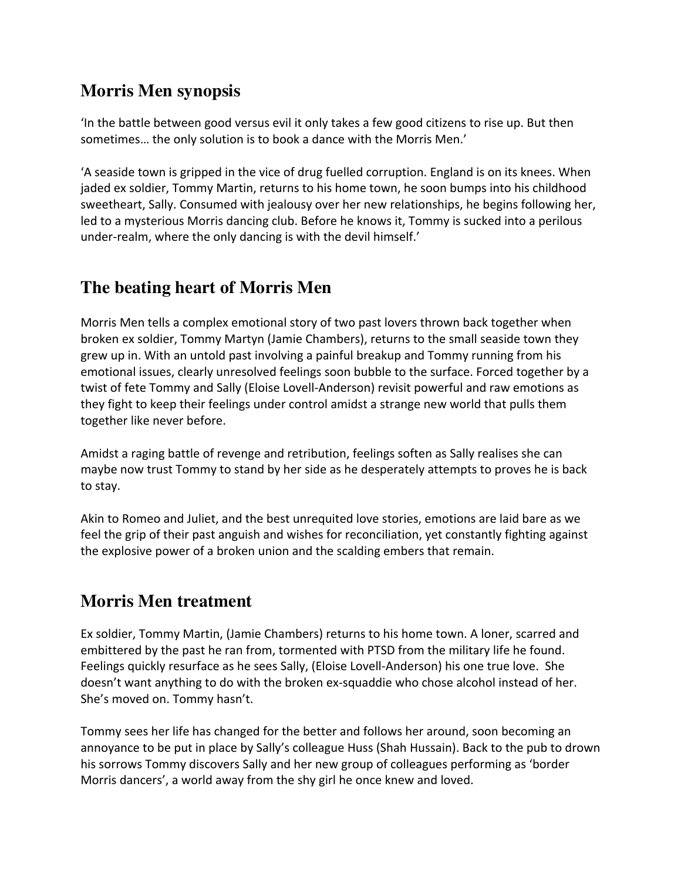## Morris Men synopsis

'In the battle between good versus evil it only takes a few good citizens to rise up. But then sometimes… the only solution is to book a dance with the Morris Men.'

'A seaside town is gripped in the vice of drug fuelled corruption. England is on its knees. When jaded ex soldier, Tommy Martin, returns to his home town, he soon bumps into his childhood sweetheart, Sally. Consumed with jealousy over her new relationships, he begins following her, led to a mysterious Morris dancing club. Before he knows it, Tommy is sucked into a perilous under-realm, where the only dancing is with the devil himself.'

## The beating heart of Morris Men

Morris Men tells a complex emotional story of two past lovers thrown back together when broken ex soldier, Tommy Martyn (Jamie Chambers), returns to the small seaside town they grew up in. With an untold past involving a painful breakup and Tommy running from his emotional issues, clearly unresolved feelings soon bubble to the surface. Forced together by a twist of fete Tommy and Sally (Eloise Lovell-Anderson) revisit powerful and raw emotions as they fight to keep their feelings under control amidst a strange new world that pulls them together like never before.

Amidst a raging battle of revenge and retribution, feelings soften as Sally realises she can maybe now trust Tommy to stand by her side as he desperately attempts to proves he is back to stay.

Akin to Romeo and Juliet, and the best unrequited love stories, emotions are laid bare as we feel the grip of their past anguish and wishes for reconciliation, yet constantly fighting against the explosive power of a broken union and the scalding embers that remain.

## Morris Men treatment

Ex soldier, Tommy Martin, (Jamie Chambers) returns to his home town. A loner, scarred and embittered by the past he ran from, tormented with PTSD from the military life he found. Feelings quickly resurface as he sees Sally, (Eloise Lovell-Anderson) his one true love. She doesn't want anything to do with the broken ex-squaddie who chose alcohol instead of her. She's moved on. Tommy hasn't.

Tommy sees her life has changed for the better and follows her around, soon becoming an annoyance to be put in place by Sally's colleague Huss (Shah Hussain). Back to the pub to drown his sorrows Tommy discovers Sally and her new group of colleagues performing as 'border Morris dancers', a world away from the shy girl he once knew and loved.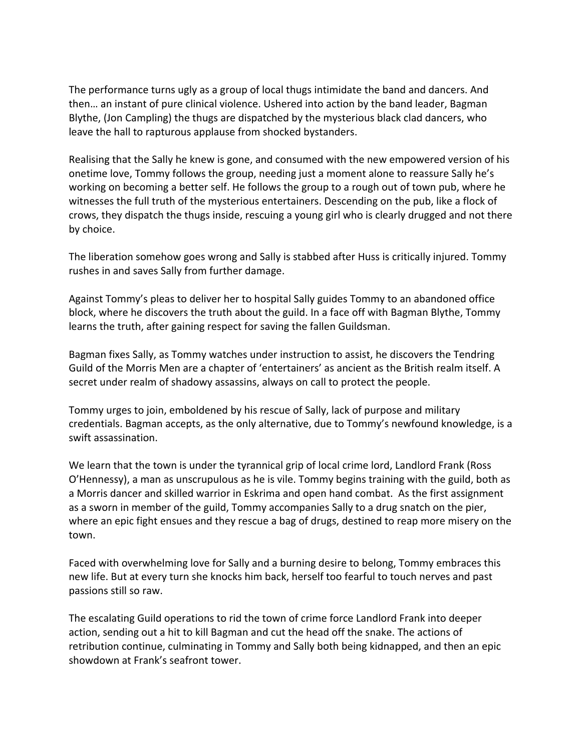The performance turns ugly as a group of local thugs intimidate the band and dancers. And then… an instant of pure clinical violence. Ushered into action by the band leader, Bagman Blythe, (Jon Campling) the thugs are dispatched by the mysterious black clad dancers, who leave the hall to rapturous applause from shocked bystanders.

Realising that the Sally he knew is gone, and consumed with the new empowered version of his onetime love, Tommy follows the group, needing just a moment alone to reassure Sally he's working on becoming a better self. He follows the group to a rough out of town pub, where he witnesses the full truth of the mysterious entertainers. Descending on the pub, like a flock of crows, they dispatch the thugs inside, rescuing a young girl who is clearly drugged and not there by choice.

The liberation somehow goes wrong and Sally is stabbed after Huss is critically injured. Tommy rushes in and saves Sally from further damage.

Against Tommy's pleas to deliver her to hospital Sally guides Tommy to an abandoned office block, where he discovers the truth about the guild. In a face off with Bagman Blythe, Tommy learns the truth, after gaining respect for saving the fallen Guildsman.

Bagman fixes Sally, as Tommy watches under instruction to assist, he discovers the Tendring Guild of the Morris Men are a chapter of 'entertainers' as ancient as the British realm itself. A secret under realm of shadowy assassins, always on call to protect the people.

Tommy urges to join, emboldened by his rescue of Sally, lack of purpose and military credentials. Bagman accepts, as the only alternative, due to Tommy's newfound knowledge, is a swift assassination.

We learn that the town is under the tyrannical grip of local crime lord, Landlord Frank (Ross O'Hennessy), a man as unscrupulous as he is vile. Tommy begins training with the guild, both as a Morris dancer and skilled warrior in Eskrima and open hand combat. As the first assignment as a sworn in member of the guild, Tommy accompanies Sally to a drug snatch on the pier, where an epic fight ensues and they rescue a bag of drugs, destined to reap more misery on the town.

Faced with overwhelming love for Sally and a burning desire to belong, Tommy embraces this new life. But at every turn she knocks him back, herself too fearful to touch nerves and past passions still so raw.

The escalating Guild operations to rid the town of crime force Landlord Frank into deeper action, sending out a hit to kill Bagman and cut the head off the snake. The actions of retribution continue, culminating in Tommy and Sally both being kidnapped, and then an epic showdown at Frank's seafront tower.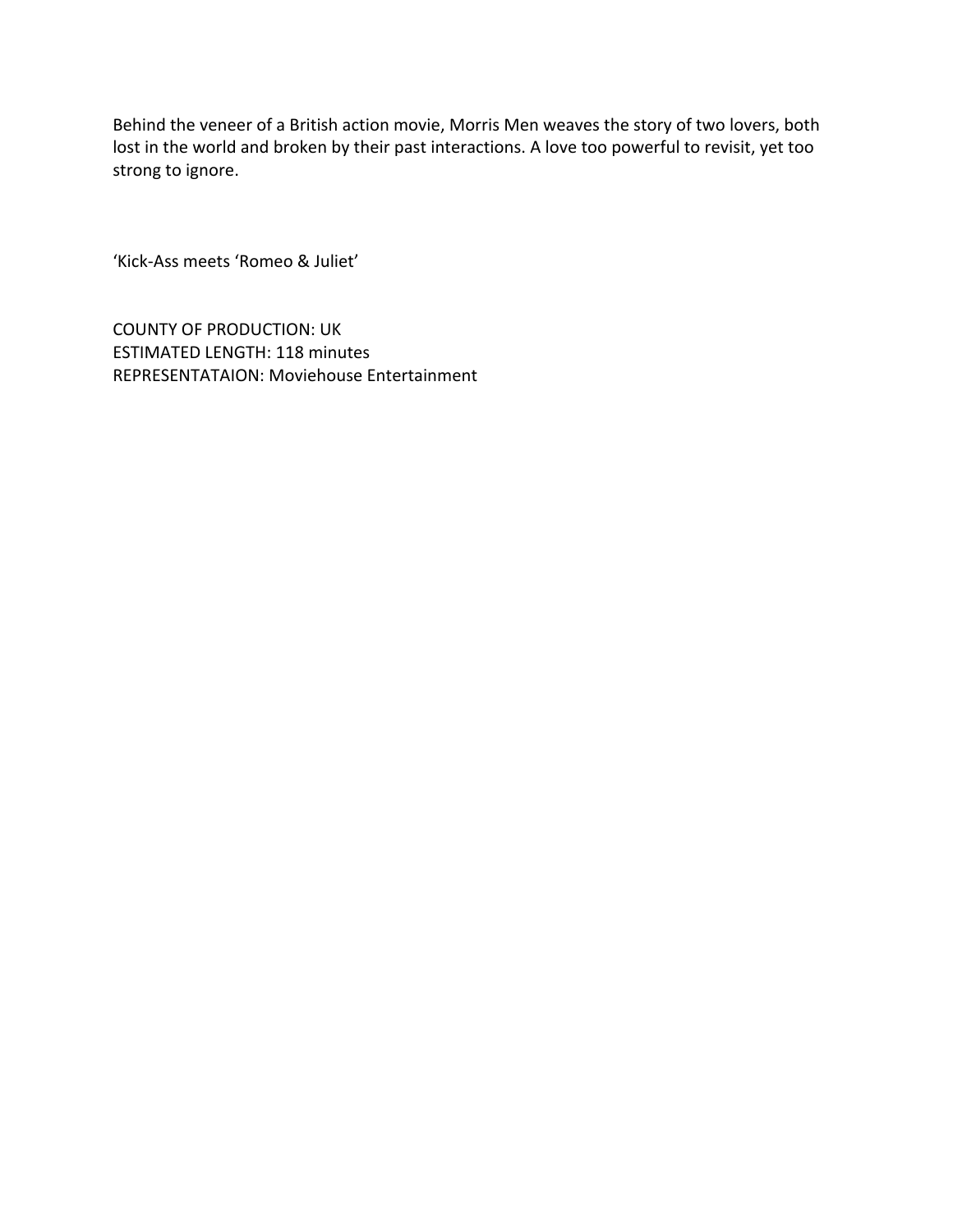Behind the veneer of a British action movie, Morris Men weaves the story of two lovers, both lost in the world and broken by their past interactions. A love too powerful to revisit, yet too strong to ignore.

'Kick-Ass meets 'Romeo & Juliet'

COUNTY OF PRODUCTION: UK
ESTIMATED LENGTH: 118 minutes
REPRESENTATAION: Moviehouse Entertainment